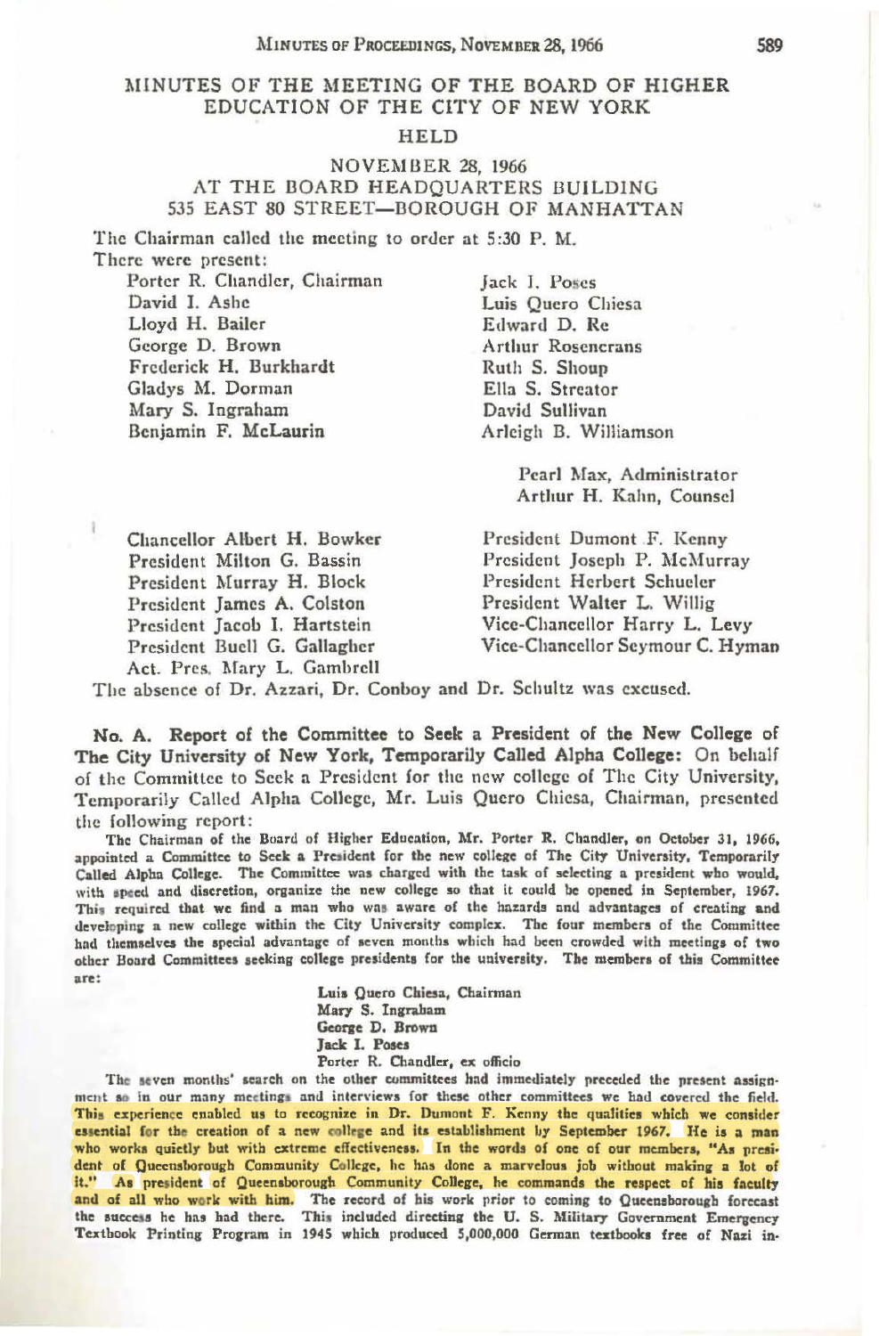# MINUTES OF THE MEETING OF THE BOARD OF HIGHER EDUCATION OF THE CITY OF NEW YORK

HELD

NOVEMBER 28, 1966
AT THE BOARD HEADQUARTERS BUILDING
535 EAST 80 STREET—BOROUGH OF MANHATTAN

The Chairman called the meeting to order at 5:30 P. M.

There were present:

Porter R. Chandler, Chairman
David I. Ashe
Lloyd H. Bailer
George D. Brown
Frederick H. Burkhardt
Gladys M. Dorman
Mary S. Ingraham
Benjamin F. McLaurin
Jack I. Poses
Luis Quero Chiesa
Edward D. Re
Arthur Rosencrans
Ruth S. Shoup
Ella S. Streator
David Sullivan
Arleigh B. Williamson

Pearl Max, Administrator
Arthur H. Kahn, Counsel

Chancellor Albert H. Bowker
President Milton G. Bassin
President Murray H. Block
President James A. Colston
President Jacob I. Hartstein
President Buell G. Gallagher
Act. Pres. Mary L. Gambrell
President Dumont F. Kenny
President Joseph P. McMurray
President Herbert Schueler
President Walter L. Willig
Vice-Chancellor Harry L. Levy
Vice-Chancellor Seymour C. Hyman

The absence of Dr. Azzari, Dr. Conboy and Dr. Schultz was excused.

**No. A. Report of the Committee to Seek a President of the New College of The City University of New York, Temporarily Called Alpha College:** On behalf of the Committee to Seek a President for the new college of The City University, Temporarily Called Alpha College, Mr. Luis Quero Chiesa, Chairman, presented the following report:

The Chairman of the Board of Higher Education, Mr. Porter R. Chandler, on October 31, 1966, appointed a Committee to Seek a President for the new college of The City University, Temporarily Called Alpha College. The Committee was charged with the task of selecting a president who would, with speed and discretion, organize the new college so that it could be opened in September, 1967. This required that we find a man who was aware of the hazards and advantages of creating and developing a new college within the City University complex. The four members of the Committee had themselves the special advantage of seven months which had been crowded with meetings of two other Board Committees seeking college presidents for the university. The members of this Committee are:

Luis Quero Chiesa, Chairman
Mary S. Ingraham
George D. Brown
Jack I. Poses
Porter R. Chandler, ex officio

The seven months' search on the other committees had immediately preceded the present assignment so in our many meetings and interviews for these other committees we had covered the field. This experience enabled us to recognize in Dr. Dumont F. Kenny the qualities which we consider essential for the creation of a new college and its establishment by September 1967. He is a man who works quietly but with extreme effectiveness. In the words of one of our members, "As president of Queensborough Community College, he has done a marvelous job without making a lot of it." As president of Queensborough Community College, he commands the respect of his faculty and of all who work with him. The record of his work prior to coming to Queensborough forecast the success he has had there. This included directing the U. S. Military Government Emergency Textbook Printing Program in 1945 which produced 5,000,000 German textbooks free of Nazi in-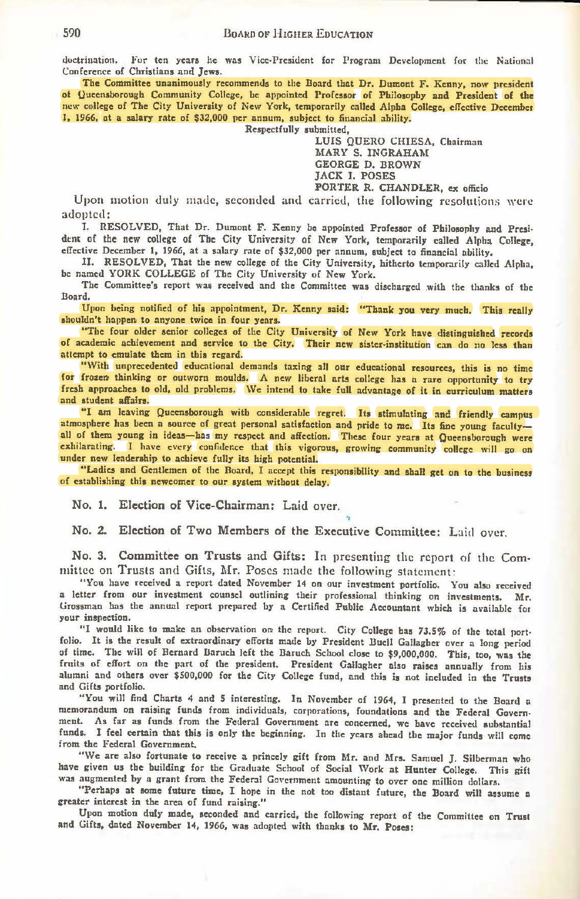doctrination. For ten years he was Vice-President for Program Development for the National Conference of Christians and Jews.

The Committee unanimously recommends to the Board that Dr. Dumont F. Kenny, now president of Queensborough Community College, be appointed Professor of Philosophy and President of the new college of The City University of New York, temporarily called Alpha College, effective December 1, 1966, at a salary rate of $32,000 per annum, subject to financial ability.

Respectfully submitted,

LUIS QUERO CHIESA, Chairman
MARY S. INGRAHAM
GEORGE D. BROWN
JACK I. POSES
PORTER R. CHANDLER, ex officio

Upon motion duly made, seconded and carried, the following resolutions were adopted:

I. RESOLVED, That Dr. Dumont F. Kenny be appointed Professor of Philosophy and President of the new college of The City University of New York, temporarily called Alpha College, effective December 1, 1966, at a salary rate of $32,000 per annum, subject to financial ability.

II. RESOLVED, That the new college of the City University, hitherto temporarily called Alpha, be named YORK COLLEGE of The City University of New York.

The Committee's report was received and the Committee was discharged with the thanks of the Board.

Upon being notified of his appointment, Dr. Kenny said: "Thank you very much. This really shouldn't happen to anyone twice in four years.

"The four older senior colleges of the City University of New York have distinguished records of academic achievement and service to the City. Their new sister-institution can do no less than attempt to emulate them in this regard.

"With unprecedented educational demands taxing all our educational resources, this is no time for frozen thinking or outworn moulds. A new liberal arts college has a rare opportunity to try fresh approaches to old, old problems. We intend to take full advantage of it in curriculum matters and student affairs.

"I am leaving Queensborough with considerable regret. Its stimulating and friendly campus atmosphere has been a source of great personal satisfaction and pride to me. Its fine young faculty—all of them young in ideas—has my respect and affection. These four years at Queensborough were exhilarating. I have every confidence that this vigorous, growing community college will go on under new leadership to achieve fully its high potential.

"Ladies and Gentlemen of the Board, I accept this responsibility and shall get on to the business of establishing this newcomer to our system without delay.

**No. 1. Election of Vice-Chairman:** Laid over.

**No. 2. Election of Two Members of the Executive Committee:** Laid over.

**No. 3. Committee on Trusts and Gifts:** In presenting the report of the Committee on Trusts and Gifts, Mr. Poses made the following statement:

"You have received a report dated November 14 on our investment portfolio. You also received a letter from our investment counsel outlining their professional thinking on investments. Mr. Grossman has the annual report prepared by a Certified Public Accountant which is available for your inspection.

"I would like to make an observation on the report. City College has 73.5% of the total portfolio. It is the result of extraordinary efforts made by President Buell Gallagher over a long period of time. The will of Bernard Baruch left the Baruch School close to $9,000,000. This, too, was the fruits of effort on the part of the president. President Gallagher also raises annually from his alumni and others over $500,000 for the City College fund, and this is not included in the Trusts and Gifts portfolio.

"You will find Charts 4 and 5 interesting. In November of 1964, I presented to the Board a memorandum on raising funds from individuals, corporations, foundations and the Federal Government. As far as funds from the Federal Government are concerned, we have received substantial funds. I feel certain that this is only the beginning. In the years ahead the major funds will come from the Federal Government.

"We are also fortunate to receive a princely gift from Mr. and Mrs. Samuel J. Silberman who have given us the building for the Graduate School of Social Work at Hunter College. This gift was augmented by a grant from the Federal Government amounting to over one million dollars.

"Perhaps at some future time, I hope in the not too distant future, the Board will assume a greater interest in the area of fund raising."

Upon motion duly made, seconded and carried, the following report of the Committee on Trust and Gifts, dated November 14, 1966, was adopted with thanks to Mr. Poses: